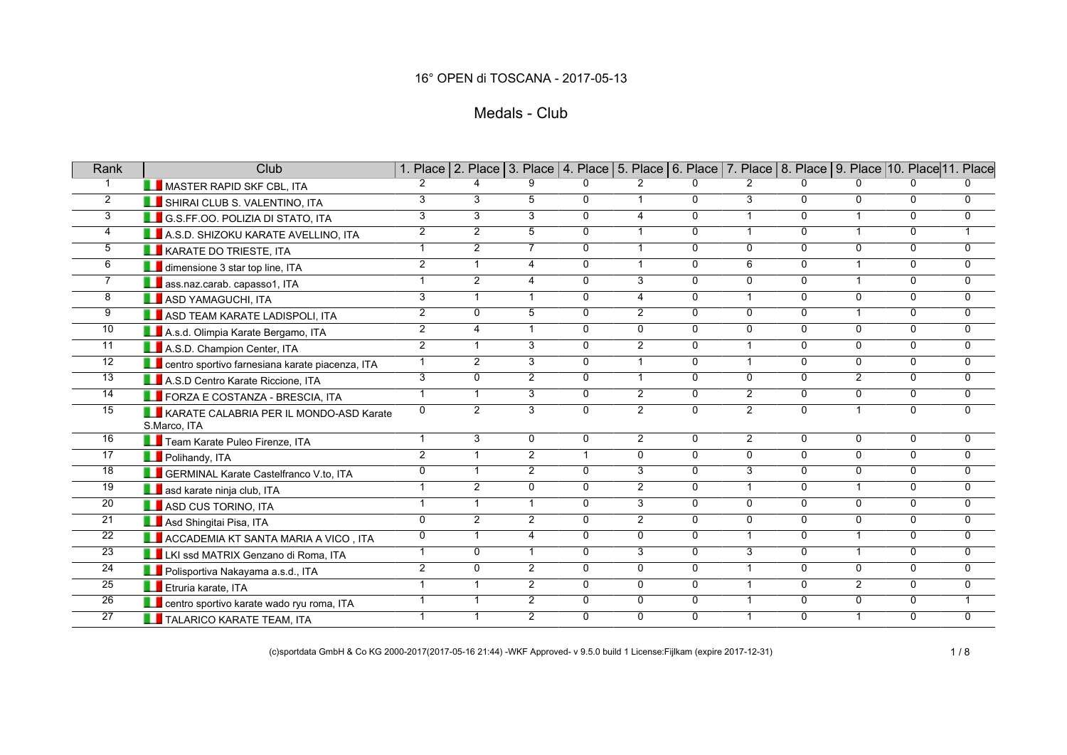# 16° OPEN di TOSCANA - 2017-05-13

## Medals - Club

| Rank | Club | 1. Place | 2. Place | 3. Place | 4. Place | 5. Place | 6. Place | 7. Place | 8. Place | 9. Place | 10. Place | 11. Place |
|---|---|---|---|---|---|---|---|---|---|---|---|---|
| 1 | MASTER RAPID SKF CBL, ITA | 2 | 4 | 9 | 0 | 2 | 0 | 2 | 0 | 0 | 0 | 0 |
| 2 | SHIRAI CLUB S. VALENTINO, ITA | 3 | 3 | 5 | 0 | 1 | 0 | 3 | 0 | 0 | 0 | 0 |
| 3 | G.S.FF.OO. POLIZIA DI STATO, ITA | 3 | 3 | 3 | 0 | 4 | 0 | 1 | 0 | 1 | 0 | 0 |
| 4 | A.S.D. SHIZOKU KARATE AVELLINO, ITA | 2 | 2 | 5 | 0 | 1 | 0 | 1 | 0 | 1 | 0 | 1 |
| 5 | KARATE DO TRIESTE, ITA | 1 | 2 | 7 | 0 | 1 | 0 | 0 | 0 | 0 | 0 | 0 |
| 6 | dimensione 3 star top line, ITA | 2 | 1 | 4 | 0 | 1 | 0 | 6 | 0 | 1 | 0 | 0 |
| 7 | ass.naz.carab. capasso1, ITA | 1 | 2 | 4 | 0 | 3 | 0 | 0 | 0 | 1 | 0 | 0 |
| 8 | ASD YAMAGUCHI, ITA | 3 | 1 | 1 | 0 | 4 | 0 | 1 | 0 | 0 | 0 | 0 |
| 9 | ASD TEAM KARATE LADISPOLI, ITA | 2 | 0 | 5 | 0 | 2 | 0 | 0 | 0 | 1 | 0 | 0 |
| 10 | A.s.d. Olimpia Karate Bergamo, ITA | 2 | 4 | 1 | 0 | 0 | 0 | 0 | 0 | 0 | 0 | 0 |
| 11 | A.S.D. Champion Center, ITA | 2 | 1 | 3 | 0 | 2 | 0 | 1 | 0 | 0 | 0 | 0 |
| 12 | centro sportivo farnesiana karate piacenza, ITA | 1 | 2 | 3 | 0 | 1 | 0 | 1 | 0 | 0 | 0 | 0 |
| 13 | A.S.D Centro Karate Riccione, ITA | 3 | 0 | 2 | 0 | 1 | 0 | 0 | 0 | 2 | 0 | 0 |
| 14 | FORZA E COSTANZA - BRESCIA, ITA | 1 | 1 | 3 | 0 | 2 | 0 | 2 | 0 | 0 | 0 | 0 |
| 15 | KARATE CALABRIA PER IL MONDO-ASD Karate S.Marco, ITA | 0 | 2 | 3 | 0 | 2 | 0 | 2 | 0 | 1 | 0 | 0 |
| 16 | Team Karate Puleo Firenze, ITA | 1 | 3 | 0 | 0 | 2 | 0 | 2 | 0 | 0 | 0 | 0 |
| 17 | Polihandy, ITA | 2 | 1 | 2 | 1 | 0 | 0 | 0 | 0 | 0 | 0 | 0 |
| 18 | GERMINAL Karate Castelfranco V.to, ITA | 0 | 1 | 2 | 0 | 3 | 0 | 3 | 0 | 0 | 0 | 0 |
| 19 | asd karate ninja club, ITA | 1 | 2 | 0 | 0 | 2 | 0 | 1 | 0 | 1 | 0 | 0 |
| 20 | ASD CUS TORINO, ITA | 1 | 1 | 1 | 0 | 3 | 0 | 0 | 0 | 0 | 0 | 0 |
| 21 | Asd Shingitai Pisa, ITA | 0 | 2 | 2 | 0 | 2 | 0 | 0 | 0 | 0 | 0 | 0 |
| 22 | ACCADEMIA KT SANTA MARIA A VICO , ITA | 0 | 1 | 4 | 0 | 0 | 0 | 1 | 0 | 1 | 0 | 0 |
| 23 | LKI ssd MATRIX Genzano di Roma, ITA | 1 | 0 | 1 | 0 | 3 | 0 | 3 | 0 | 1 | 0 | 0 |
| 24 | Polisportiva Nakayama a.s.d., ITA | 2 | 0 | 2 | 0 | 0 | 0 | 1 | 0 | 0 | 0 | 0 |
| 25 | Etruria karate, ITA | 1 | 1 | 2 | 0 | 0 | 0 | 1 | 0 | 2 | 0 | 0 |
| 26 | centro sportivo karate wado ryu roma, ITA | 1 | 1 | 2 | 0 | 0 | 0 | 1 | 0 | 0 | 0 | 1 |
| 27 | TALARICO KARATE TEAM, ITA | 1 | 1 | 2 | 0 | 0 | 0 | 1 | 0 | 1 | 0 | 0 |

(c)sportdata GmbH & Co KG 2000-2017(2017-05-16 21:44) -WKF Approved- v 9.5.0 build 1 License:Fijlkam (expire 2017-12-31)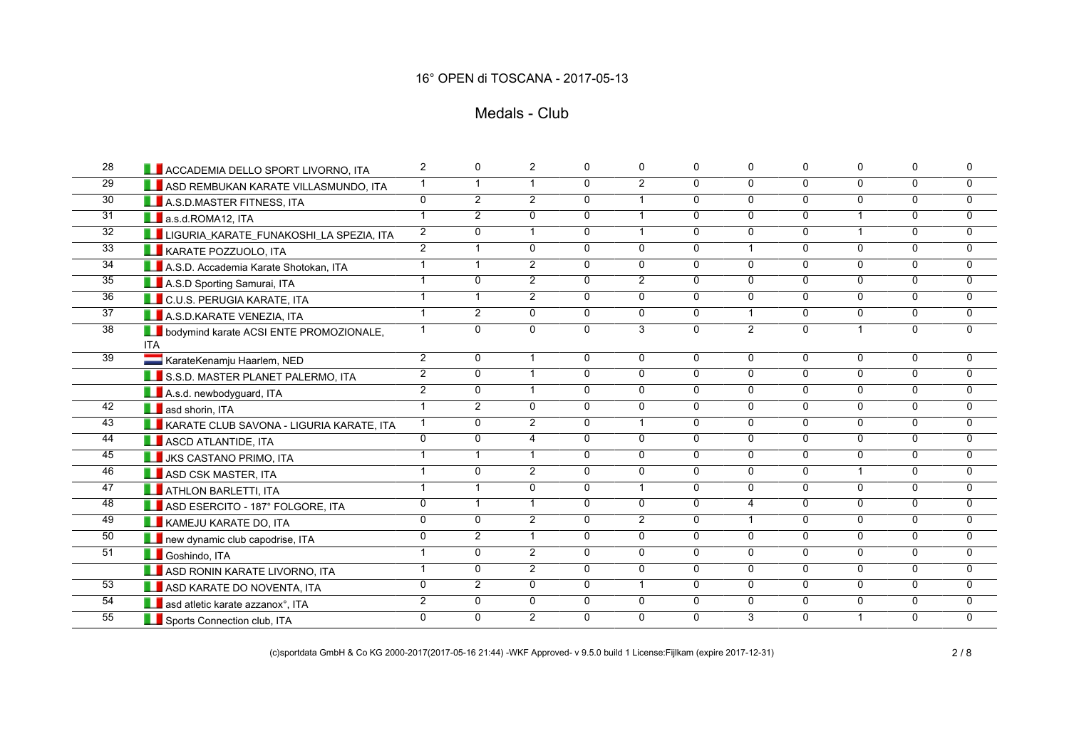## 16° OPEN di TOSCANA - 2017-05-13

## Medals - Club

| | | | | | | | | | | | | |
|---|---|---|---|---|---|---|---|---|---|---|---|---|
| 28 | ACCADEMIA DELLO SPORT LIVORNO, ITA | 2 | 0 | 2 | 0 | 0 | 0 | 0 | 0 | 0 | 0 | 0 |
| 29 | ASD REMBUKAN KARATE VILLASMUNDO, ITA | 1 | 1 | 1 | 0 | 2 | 0 | 0 | 0 | 0 | 0 | 0 |
| 30 | A.S.D.MASTER FITNESS, ITA | 0 | 2 | 2 | 0 | 1 | 0 | 0 | 0 | 0 | 0 | 0 |
| 31 | a.s.d.ROMA12, ITA | 1 | 2 | 0 | 0 | 1 | 0 | 0 | 0 | 1 | 0 | 0 |
| 32 | LIGURIA_KARATE_FUNAKOSHI_LA SPEZIA, ITA | 2 | 0 | 1 | 0 | 1 | 0 | 0 | 0 | 1 | 0 | 0 |
| 33 | KARATE POZZUOLO, ITA | 2 | 1 | 0 | 0 | 0 | 0 | 1 | 0 | 0 | 0 | 0 |
| 34 | A.S.D. Accademia Karate Shotokan, ITA | 1 | 1 | 2 | 0 | 0 | 0 | 0 | 0 | 0 | 0 | 0 |
| 35 | A.S.D Sporting Samurai, ITA | 1 | 0 | 2 | 0 | 2 | 0 | 0 | 0 | 0 | 0 | 0 |
| 36 | C.U.S. PERUGIA KARATE, ITA | 1 | 1 | 2 | 0 | 0 | 0 | 0 | 0 | 0 | 0 | 0 |
| 37 | A.S.D.KARATE VENEZIA, ITA | 1 | 2 | 0 | 0 | 0 | 0 | 1 | 0 | 0 | 0 | 0 |
| 38 | bodymind karate ACSI ENTE PROMOZIONALE, ITA | 1 | 0 | 0 | 0 | 3 | 0 | 2 | 0 | 1 | 0 | 0 |
| 39 | KarateKenamju Haarlem, NED | 2 | 0 | 1 | 0 | 0 | 0 | 0 | 0 | 0 | 0 | 0 |
| | S.S.D. MASTER PLANET PALERMO, ITA | 2 | 0 | 1 | 0 | 0 | 0 | 0 | 0 | 0 | 0 | 0 |
| | A.s.d. newbodyguard, ITA | 2 | 0 | 1 | 0 | 0 | 0 | 0 | 0 | 0 | 0 | 0 |
| 42 | asd shorin, ITA | 1 | 2 | 0 | 0 | 0 | 0 | 0 | 0 | 0 | 0 | 0 |
| 43 | KARATE CLUB SAVONA - LIGURIA KARATE, ITA | 1 | 0 | 2 | 0 | 1 | 0 | 0 | 0 | 0 | 0 | 0 |
| 44 | ASCD ATLANTIDE, ITA | 0 | 0 | 4 | 0 | 0 | 0 | 0 | 0 | 0 | 0 | 0 |
| 45 | JKS CASTANO PRIMO, ITA | 1 | 1 | 1 | 0 | 0 | 0 | 0 | 0 | 0 | 0 | 0 |
| 46 | ASD CSK MASTER, ITA | 1 | 0 | 2 | 0 | 0 | 0 | 0 | 0 | 1 | 0 | 0 |
| 47 | ATHLON BARLETTI, ITA | 1 | 1 | 0 | 0 | 1 | 0 | 0 | 0 | 0 | 0 | 0 |
| 48 | ASD ESERCITO - 187° FOLGORE, ITA | 0 | 1 | 1 | 0 | 0 | 0 | 4 | 0 | 0 | 0 | 0 |
| 49 | KAMEJU KARATE DO, ITA | 0 | 0 | 2 | 0 | 2 | 0 | 1 | 0 | 0 | 0 | 0 |
| 50 | new dynamic club capodrise, ITA | 0 | 2 | 1 | 0 | 0 | 0 | 0 | 0 | 0 | 0 | 0 |
| 51 | Goshindo, ITA | 1 | 0 | 2 | 0 | 0 | 0 | 0 | 0 | 0 | 0 | 0 |
| | ASD RONIN KARATE LIVORNO, ITA | 1 | 0 | 2 | 0 | 0 | 0 | 0 | 0 | 0 | 0 | 0 |
| 53 | ASD KARATE DO NOVENTA, ITA | 0 | 2 | 0 | 0 | 1 | 0 | 0 | 0 | 0 | 0 | 0 |
| 54 | asd atletic karate azzanox°, ITA | 2 | 0 | 0 | 0 | 0 | 0 | 0 | 0 | 0 | 0 | 0 |
| 55 | Sports Connection club, ITA | 0 | 0 | 2 | 0 | 0 | 0 | 3 | 0 | 1 | 0 | 0 |

(c)sportdata GmbH & Co KG 2000-2017(2017-05-16 21:44) -WKF Approved- v 9.5.0 build 1 License:Fijlkam (expire 2017-12-31)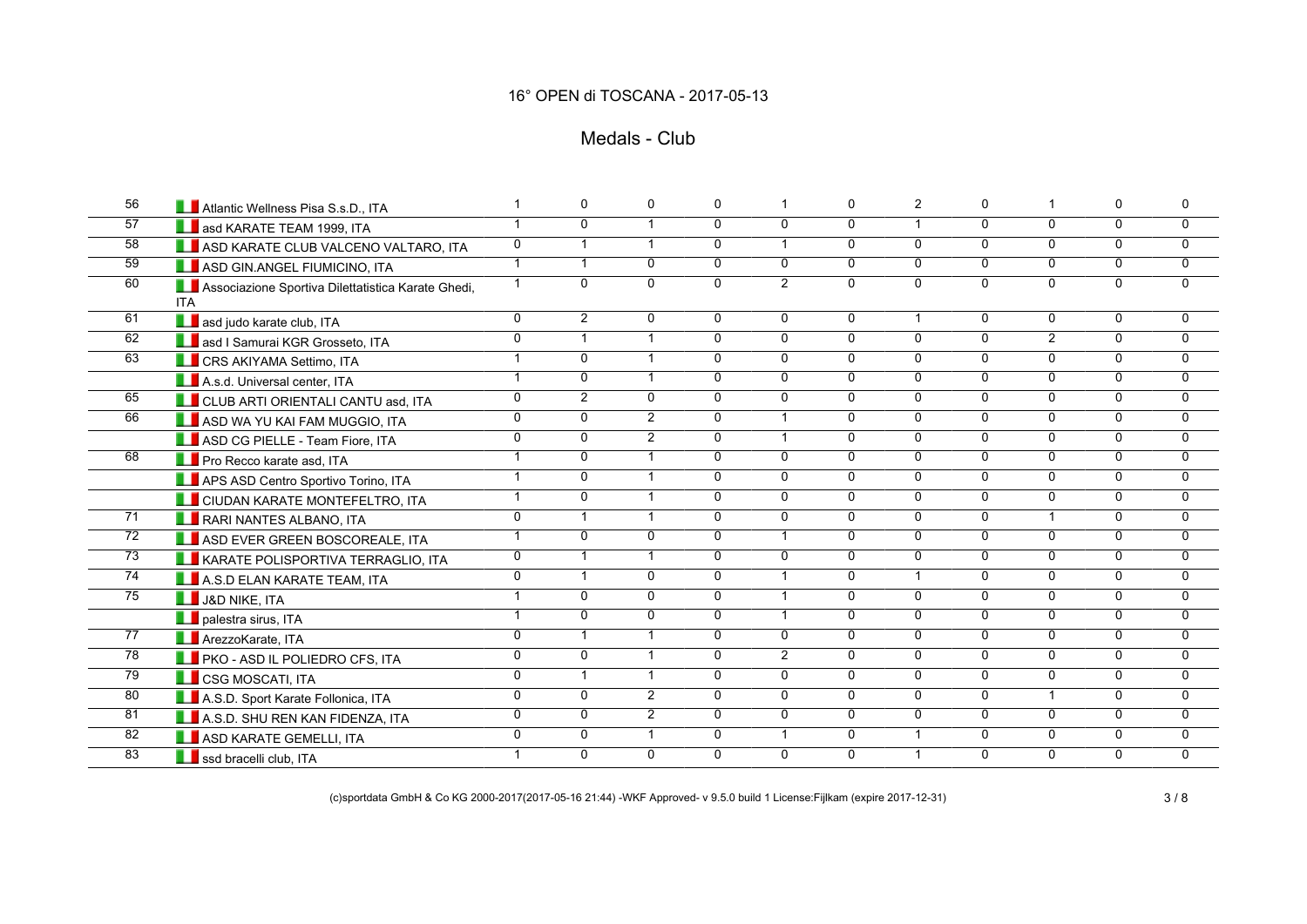16° OPEN di TOSCANA - 2017-05-13

# Medals - Club

| | | | | | | | | | | | | |
|---|---|---|---|---|---|---|---|---|---|---|---|---|
| 56 | Atlantic Wellness Pisa S.s.D., ITA | 1 | 0 | 0 | 0 | 1 | 0 | 2 | 0 | 1 | 0 | 0 |
| 57 | asd KARATE TEAM 1999, ITA | 1 | 0 | 1 | 0 | 0 | 0 | 1 | 0 | 0 | 0 | 0 |
| 58 | ASD KARATE CLUB VALCENO VALTARO, ITA | 0 | 1 | 1 | 0 | 1 | 0 | 0 | 0 | 0 | 0 | 0 |
| 59 | ASD GIN.ANGEL FIUMICINO, ITA | 1 | 1 | 0 | 0 | 0 | 0 | 0 | 0 | 0 | 0 | 0 |
| 60 | Associazione Sportiva Dilettatistica Karate Ghedi, ITA | 1 | 0 | 0 | 0 | 2 | 0 | 0 | 0 | 0 | 0 | 0 |
| 61 | asd judo karate club, ITA | 0 | 2 | 0 | 0 | 0 | 0 | 1 | 0 | 0 | 0 | 0 |
| 62 | asd I Samurai KGR Grosseto, ITA | 0 | 1 | 1 | 0 | 0 | 0 | 0 | 0 | 2 | 0 | 0 |
| 63 | CRS AKIYAMA Settimo, ITA | 1 | 0 | 1 | 0 | 0 | 0 | 0 | 0 | 0 | 0 | 0 |
| | A.s.d. Universal center, ITA | 1 | 0 | 1 | 0 | 0 | 0 | 0 | 0 | 0 | 0 | 0 |
| 65 | CLUB ARTI ORIENTALI CANTU asd, ITA | 0 | 2 | 0 | 0 | 0 | 0 | 0 | 0 | 0 | 0 | 0 |
| 66 | ASD WA YU KAI FAM MUGGIO, ITA | 0 | 0 | 2 | 0 | 1 | 0 | 0 | 0 | 0 | 0 | 0 |
| | ASD CG PIELLE - Team Fiore, ITA | 0 | 0 | 2 | 0 | 1 | 0 | 0 | 0 | 0 | 0 | 0 |
| 68 | Pro Recco karate asd, ITA | 1 | 0 | 1 | 0 | 0 | 0 | 0 | 0 | 0 | 0 | 0 |
| | APS ASD Centro Sportivo Torino, ITA | 1 | 0 | 1 | 0 | 0 | 0 | 0 | 0 | 0 | 0 | 0 |
| | CIUDAN KARATE MONTEFELTRO, ITA | 1 | 0 | 1 | 0 | 0 | 0 | 0 | 0 | 0 | 0 | 0 |
| 71 | RARI NANTES ALBANO, ITA | 0 | 1 | 1 | 0 | 0 | 0 | 0 | 0 | 1 | 0 | 0 |
| 72 | ASD EVER GREEN BOSCOREALE, ITA | 1 | 0 | 0 | 0 | 1 | 0 | 0 | 0 | 0 | 0 | 0 |
| 73 | KARATE POLISPORTIVA TERRAGLIO, ITA | 0 | 1 | 1 | 0 | 0 | 0 | 0 | 0 | 0 | 0 | 0 |
| 74 | A.S.D ELAN KARATE TEAM, ITA | 0 | 1 | 0 | 0 | 1 | 0 | 1 | 0 | 0 | 0 | 0 |
| 75 | J&D NIKE, ITA | 1 | 0 | 0 | 0 | 1 | 0 | 0 | 0 | 0 | 0 | 0 |
| | palestra sirus, ITA | 1 | 0 | 0 | 0 | 1 | 0 | 0 | 0 | 0 | 0 | 0 |
| 77 | ArezzoKarate, ITA | 0 | 1 | 1 | 0 | 0 | 0 | 0 | 0 | 0 | 0 | 0 |
| 78 | PKO - ASD IL POLIEDRO CFS, ITA | 0 | 0 | 1 | 0 | 2 | 0 | 0 | 0 | 0 | 0 | 0 |
| 79 | CSG MOSCATI, ITA | 0 | 1 | 1 | 0 | 0 | 0 | 0 | 0 | 0 | 0 | 0 |
| 80 | A.S.D. Sport Karate Follonica, ITA | 0 | 0 | 2 | 0 | 0 | 0 | 0 | 0 | 1 | 0 | 0 |
| 81 | A.S.D. SHU REN KAN FIDENZA, ITA | 0 | 0 | 2 | 0 | 0 | 0 | 0 | 0 | 0 | 0 | 0 |
| 82 | ASD KARATE GEMELLI, ITA | 0 | 0 | 1 | 0 | 1 | 0 | 1 | 0 | 0 | 0 | 0 |
| 83 | ssd bracelli club, ITA | 1 | 0 | 0 | 0 | 0 | 0 | 1 | 0 | 0 | 0 | 0 |

(c)sportdata GmbH & Co KG 2000-2017(2017-05-16 21:44) -WKF Approved- v 9.5.0 build 1 License:Fijlkam (expire 2017-12-31)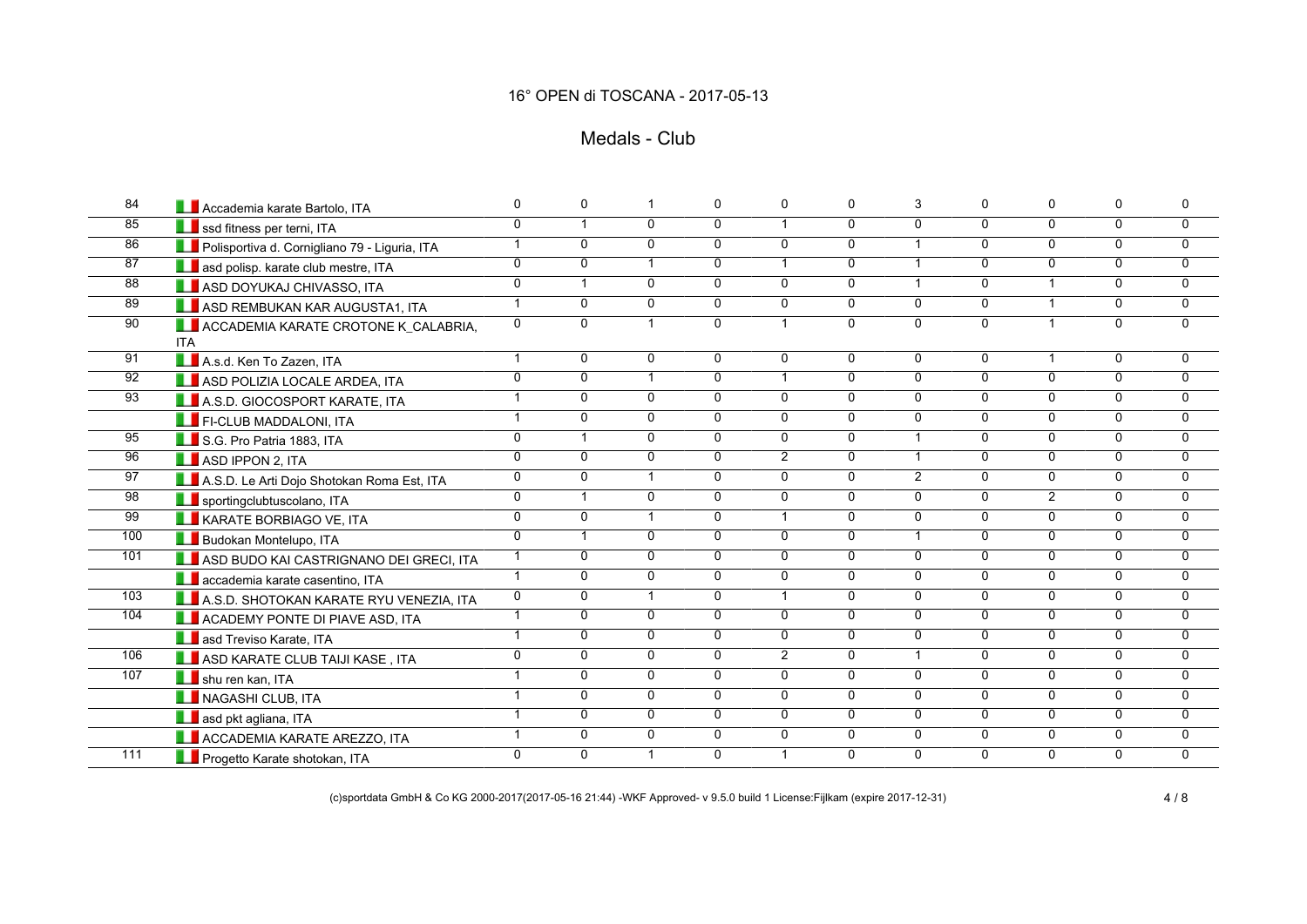# 16° OPEN di TOSCANA - 2017-05-13

## Medals - Club

| | | | | | | | | | | | | |
|---|---|---|---|---|---|---|---|---|---|---|---|---|
| 84 | Accademia karate Bartolo, ITA | 0 | 0 | 1 | 0 | 0 | 0 | 3 | 0 | 0 | 0 | 0 |
| 85 | ssd fitness per terni, ITA | 0 | 1 | 0 | 0 | 1 | 0 | 0 | 0 | 0 | 0 | 0 |
| 86 | Polisportiva d. Cornigliano 79 - Liguria, ITA | 1 | 0 | 0 | 0 | 0 | 0 | 1 | 0 | 0 | 0 | 0 |
| 87 | asd polisp. karate club mestre, ITA | 0 | 0 | 1 | 0 | 1 | 0 | 1 | 0 | 0 | 0 | 0 |
| 88 | ASD DOYUKAJ CHIVASSO, ITA | 0 | 1 | 0 | 0 | 0 | 0 | 1 | 0 | 1 | 0 | 0 |
| 89 | ASD REMBUKAN KAR AUGUSTA1, ITA | 1 | 0 | 0 | 0 | 0 | 0 | 0 | 0 | 1 | 0 | 0 |
| 90 | ACCADEMIA KARATE CROTONE K_CALABRIA, ITA | 0 | 0 | 1 | 0 | 1 | 0 | 0 | 0 | 1 | 0 | 0 |
| 91 | A.s.d. Ken To Zazen, ITA | 1 | 0 | 0 | 0 | 0 | 0 | 0 | 0 | 1 | 0 | 0 |
| 92 | ASD POLIZIA LOCALE ARDEA, ITA | 0 | 0 | 1 | 0 | 1 | 0 | 0 | 0 | 0 | 0 | 0 |
| 93 | A.S.D. GIOCOSPORT KARATE, ITA | 1 | 0 | 0 | 0 | 0 | 0 | 0 | 0 | 0 | 0 | 0 |
| | FI-CLUB MADDALONI, ITA | 1 | 0 | 0 | 0 | 0 | 0 | 0 | 0 | 0 | 0 | 0 |
| 95 | S.G. Pro Patria 1883, ITA | 0 | 1 | 0 | 0 | 0 | 0 | 1 | 0 | 0 | 0 | 0 |
| 96 | ASD IPPON 2, ITA | 0 | 0 | 0 | 0 | 2 | 0 | 1 | 0 | 0 | 0 | 0 |
| 97 | A.S.D. Le Arti Dojo Shotokan Roma Est, ITA | 0 | 0 | 1 | 0 | 0 | 0 | 2 | 0 | 0 | 0 | 0 |
| 98 | sportingclubtuscolano, ITA | 0 | 1 | 0 | 0 | 0 | 0 | 0 | 0 | 2 | 0 | 0 |
| 99 | KARATE BORBIAGO VE, ITA | 0 | 0 | 1 | 0 | 1 | 0 | 0 | 0 | 0 | 0 | 0 |
| 100 | Budokan Montelupo, ITA | 0 | 1 | 0 | 0 | 0 | 0 | 1 | 0 | 0 | 0 | 0 |
| 101 | ASD BUDO KAI CASTRIGNANO DEI GRECI, ITA | 1 | 0 | 0 | 0 | 0 | 0 | 0 | 0 | 0 | 0 | 0 |
| | accademia karate casentino, ITA | 1 | 0 | 0 | 0 | 0 | 0 | 0 | 0 | 0 | 0 | 0 |
| 103 | A.S.D. SHOTOKAN KARATE RYU VENEZIA, ITA | 0 | 0 | 1 | 0 | 1 | 0 | 0 | 0 | 0 | 0 | 0 |
| 104 | ACADEMY PONTE DI PIAVE ASD, ITA | 1 | 0 | 0 | 0 | 0 | 0 | 0 | 0 | 0 | 0 | 0 |
| | asd Treviso Karate, ITA | 1 | 0 | 0 | 0 | 0 | 0 | 0 | 0 | 0 | 0 | 0 |
| 106 | ASD KARATE CLUB TAIJI KASE , ITA | 0 | 0 | 0 | 0 | 2 | 0 | 1 | 0 | 0 | 0 | 0 |
| 107 | shu ren kan, ITA | 1 | 0 | 0 | 0 | 0 | 0 | 0 | 0 | 0 | 0 | 0 |
| | NAGASHI CLUB, ITA | 1 | 0 | 0 | 0 | 0 | 0 | 0 | 0 | 0 | 0 | 0 |
| | asd pkt agliana, ITA | 1 | 0 | 0 | 0 | 0 | 0 | 0 | 0 | 0 | 0 | 0 |
| | ACCADEMIA KARATE AREZZO, ITA | 1 | 0 | 0 | 0 | 0 | 0 | 0 | 0 | 0 | 0 | 0 |
| 111 | Progetto Karate shotokan, ITA | 0 | 0 | 1 | 0 | 1 | 0 | 0 | 0 | 0 | 0 | 0 |

(c)sportdata GmbH & Co KG 2000-2017(2017-05-16 21:44) -WKF Approved- v 9.5.0 build 1 License:Fijlkam (expire 2017-12-31)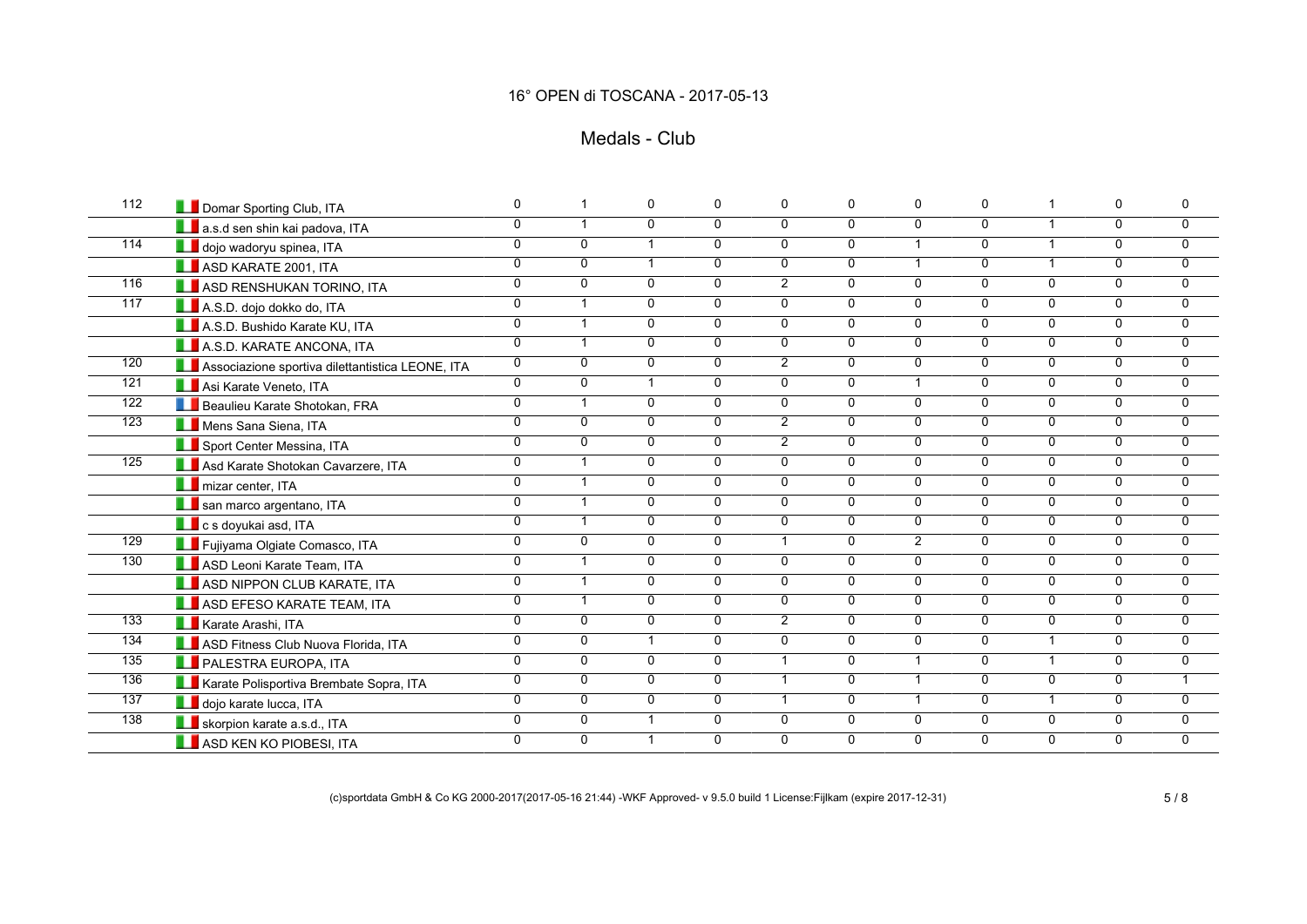# 16° OPEN di TOSCANA - 2017-05-13

## Medals - Club

| | | | | | | | | | | | | |
|---|---|---|---|---|---|---|---|---|---|---|---|---|
| 112 | Domar Sporting Club, ITA | 0 | 1 | 0 | 0 | 0 | 0 | 0 | 0 | 1 | 0 | 0 |
| | a.s.d sen shin kai padova, ITA | 0 | 1 | 0 | 0 | 0 | 0 | 0 | 0 | 1 | 0 | 0 |
| 114 | dojo wadoryu spinea, ITA | 0 | 0 | 1 | 0 | 0 | 0 | 1 | 0 | 1 | 0 | 0 |
| | ASD KARATE 2001, ITA | 0 | 0 | 1 | 0 | 0 | 0 | 1 | 0 | 1 | 0 | 0 |
| 116 | ASD RENSHUKAN TORINO, ITA | 0 | 0 | 0 | 0 | 2 | 0 | 0 | 0 | 0 | 0 | 0 |
| 117 | A.S.D. dojo dokko do, ITA | 0 | 1 | 0 | 0 | 0 | 0 | 0 | 0 | 0 | 0 | 0 |
| | A.S.D. Bushido Karate KU, ITA | 0 | 1 | 0 | 0 | 0 | 0 | 0 | 0 | 0 | 0 | 0 |
| | A.S.D. KARATE ANCONA, ITA | 0 | 1 | 0 | 0 | 0 | 0 | 0 | 0 | 0 | 0 | 0 |
| 120 | Associazione sportiva dilettantistica LEONE, ITA | 0 | 0 | 0 | 0 | 2 | 0 | 0 | 0 | 0 | 0 | 0 |
| 121 | Asi Karate Veneto, ITA | 0 | 0 | 1 | 0 | 0 | 0 | 1 | 0 | 0 | 0 | 0 |
| 122 | Beaulieu Karate Shotokan, FRA | 0 | 1 | 0 | 0 | 0 | 0 | 0 | 0 | 0 | 0 | 0 |
| 123 | Mens Sana Siena, ITA | 0 | 0 | 0 | 0 | 2 | 0 | 0 | 0 | 0 | 0 | 0 |
| | Sport Center Messina, ITA | 0 | 0 | 0 | 0 | 2 | 0 | 0 | 0 | 0 | 0 | 0 |
| 125 | Asd Karate Shotokan Cavarzere, ITA | 0 | 1 | 0 | 0 | 0 | 0 | 0 | 0 | 0 | 0 | 0 |
| | mizar center, ITA | 0 | 1 | 0 | 0 | 0 | 0 | 0 | 0 | 0 | 0 | 0 |
| | san marco argentano, ITA | 0 | 1 | 0 | 0 | 0 | 0 | 0 | 0 | 0 | 0 | 0 |
| | c s doyukai asd, ITA | 0 | 1 | 0 | 0 | 0 | 0 | 0 | 0 | 0 | 0 | 0 |
| 129 | Fujiyama Olgiate Comasco, ITA | 0 | 0 | 0 | 0 | 1 | 0 | 2 | 0 | 0 | 0 | 0 |
| 130 | ASD Leoni Karate Team, ITA | 0 | 1 | 0 | 0 | 0 | 0 | 0 | 0 | 0 | 0 | 0 |
| | ASD NIPPON CLUB KARATE, ITA | 0 | 1 | 0 | 0 | 0 | 0 | 0 | 0 | 0 | 0 | 0 |
| | ASD EFESO KARATE TEAM, ITA | 0 | 1 | 0 | 0 | 0 | 0 | 0 | 0 | 0 | 0 | 0 |
| 133 | Karate Arashi, ITA | 0 | 0 | 0 | 0 | 2 | 0 | 0 | 0 | 0 | 0 | 0 |
| 134 | ASD Fitness Club Nuova Florida, ITA | 0 | 0 | 1 | 0 | 0 | 0 | 0 | 0 | 1 | 0 | 0 |
| 135 | PALESTRA EUROPA, ITA | 0 | 0 | 0 | 0 | 1 | 0 | 1 | 0 | 1 | 0 | 0 |
| 136 | Karate Polisportiva Brembate Sopra, ITA | 0 | 0 | 0 | 0 | 1 | 0 | 1 | 0 | 0 | 0 | 1 |
| 137 | dojo karate lucca, ITA | 0 | 0 | 0 | 0 | 1 | 0 | 1 | 0 | 1 | 0 | 0 |
| 138 | skorpion karate a.s.d., ITA | 0 | 0 | 1 | 0 | 0 | 0 | 0 | 0 | 0 | 0 | 0 |
| | ASD KEN KO PIOBESI, ITA | 0 | 0 | 1 | 0 | 0 | 0 | 0 | 0 | 0 | 0 | 0 |

(c)sportdata GmbH & Co KG 2000-2017(2017-05-16 21:44) -WKF Approved- v 9.5.0 build 1 License:Fijlkam (expire 2017-12-31)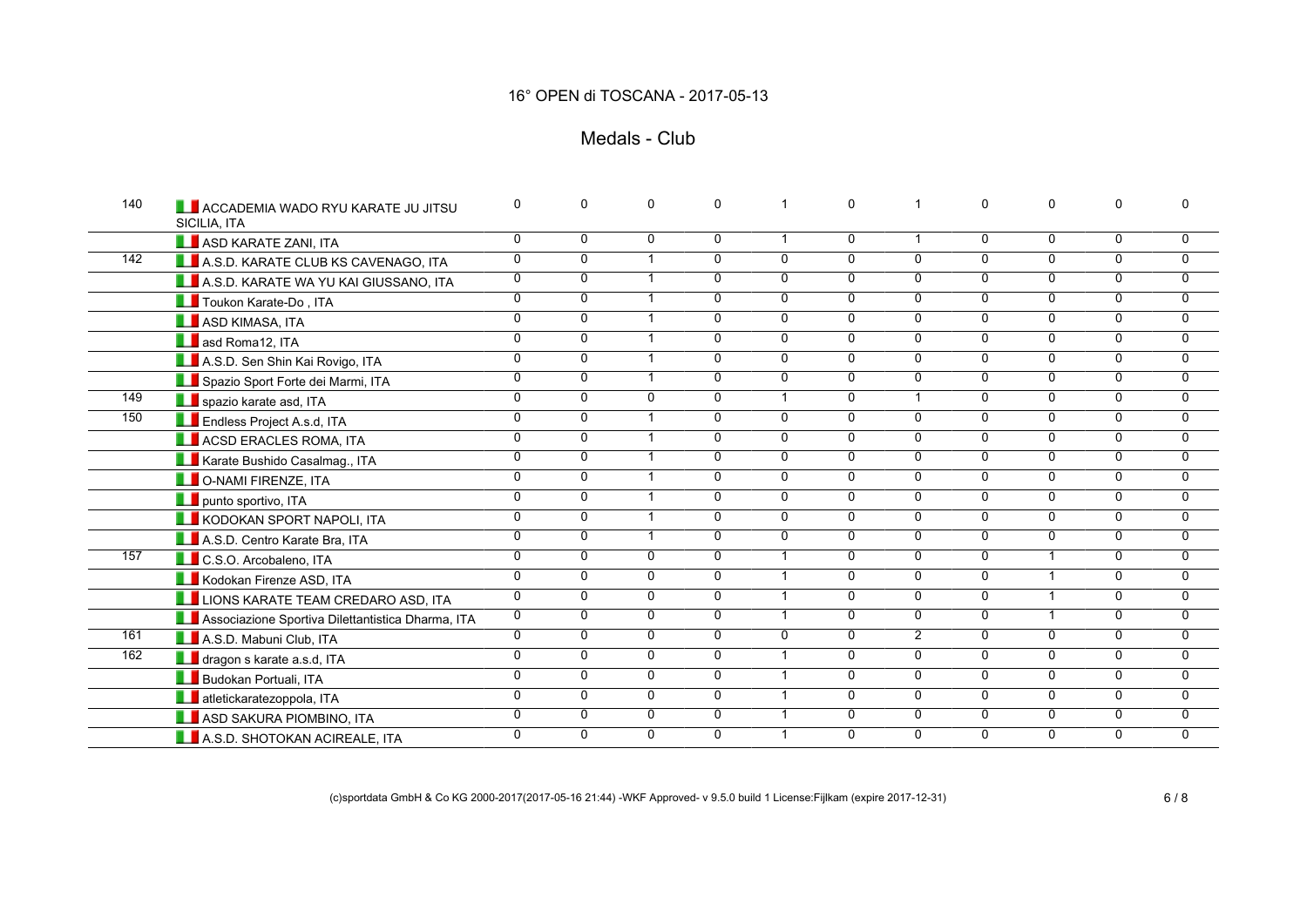# 16° OPEN di TOSCANA - 2017-05-13

## Medals - Club

| | | | | | | | | | | | | |
|---|---|---|---|---|---|---|---|---|---|---|---|---|
| 140 | ACCADEMIA WADO RYU KARATE JU JITSU SICILIA, ITA | 0 | 0 | 0 | 0 | 1 | 0 | 1 | 0 | 0 | 0 | 0 |
| | ASD KARATE ZANI, ITA | 0 | 0 | 0 | 0 | 1 | 0 | 1 | 0 | 0 | 0 | 0 |
| 142 | A.S.D. KARATE CLUB KS CAVENAGO, ITA | 0 | 0 | 1 | 0 | 0 | 0 | 0 | 0 | 0 | 0 | 0 |
| | A.S.D. KARATE WA YU KAI GIUSSANO, ITA | 0 | 0 | 1 | 0 | 0 | 0 | 0 | 0 | 0 | 0 | 0 |
| | Toukon Karate-Do , ITA | 0 | 0 | 1 | 0 | 0 | 0 | 0 | 0 | 0 | 0 | 0 |
| | ASD KIMASA, ITA | 0 | 0 | 1 | 0 | 0 | 0 | 0 | 0 | 0 | 0 | 0 |
| | asd Roma12, ITA | 0 | 0 | 1 | 0 | 0 | 0 | 0 | 0 | 0 | 0 | 0 |
| | A.S.D. Sen Shin Kai Rovigo, ITA | 0 | 0 | 1 | 0 | 0 | 0 | 0 | 0 | 0 | 0 | 0 |
| | Spazio Sport Forte dei Marmi, ITA | 0 | 0 | 1 | 0 | 0 | 0 | 0 | 0 | 0 | 0 | 0 |
| 149 | spazio karate asd, ITA | 0 | 0 | 0 | 0 | 1 | 0 | 1 | 0 | 0 | 0 | 0 |
| 150 | Endless Project A.s.d, ITA | 0 | 0 | 1 | 0 | 0 | 0 | 0 | 0 | 0 | 0 | 0 |
| | ACSD ERACLES ROMA, ITA | 0 | 0 | 1 | 0 | 0 | 0 | 0 | 0 | 0 | 0 | 0 |
| | Karate Bushido Casalmag., ITA | 0 | 0 | 1 | 0 | 0 | 0 | 0 | 0 | 0 | 0 | 0 |
| | O-NAMI FIRENZE, ITA | 0 | 0 | 1 | 0 | 0 | 0 | 0 | 0 | 0 | 0 | 0 |
| | punto sportivo, ITA | 0 | 0 | 1 | 0 | 0 | 0 | 0 | 0 | 0 | 0 | 0 |
| | KODOKAN SPORT NAPOLI, ITA | 0 | 0 | 1 | 0 | 0 | 0 | 0 | 0 | 0 | 0 | 0 |
| | A.S.D. Centro Karate Bra, ITA | 0 | 0 | 1 | 0 | 0 | 0 | 0 | 0 | 0 | 0 | 0 |
| 157 | C.S.O. Arcobaleno, ITA | 0 | 0 | 0 | 0 | 1 | 0 | 0 | 0 | 1 | 0 | 0 |
| | Kodokan Firenze ASD, ITA | 0 | 0 | 0 | 0 | 1 | 0 | 0 | 0 | 1 | 0 | 0 |
| | LIONS KARATE TEAM CREDARO ASD, ITA | 0 | 0 | 0 | 0 | 1 | 0 | 0 | 0 | 1 | 0 | 0 |
| | Associazione Sportiva Dilettantistica Dharma, ITA | 0 | 0 | 0 | 0 | 1 | 0 | 0 | 0 | 1 | 0 | 0 |
| 161 | A.S.D. Mabuni Club, ITA | 0 | 0 | 0 | 0 | 0 | 0 | 2 | 0 | 0 | 0 | 0 |
| 162 | dragon s karate a.s.d, ITA | 0 | 0 | 0 | 0 | 1 | 0 | 0 | 0 | 0 | 0 | 0 |
| | Budokan Portuali, ITA | 0 | 0 | 0 | 0 | 1 | 0 | 0 | 0 | 0 | 0 | 0 |
| | atletickaratezoppola, ITA | 0 | 0 | 0 | 0 | 1 | 0 | 0 | 0 | 0 | 0 | 0 |
| | ASD SAKURA PIOMBINO, ITA | 0 | 0 | 0 | 0 | 1 | 0 | 0 | 0 | 0 | 0 | 0 |
| | A.S.D. SHOTOKAN ACIREALE, ITA | 0 | 0 | 0 | 0 | 1 | 0 | 0 | 0 | 0 | 0 | 0 |

(c)sportdata GmbH & Co KG 2000-2017(2017-05-16 21:44) -WKF Approved- v 9.5.0 build 1 License:Fijlkam (expire 2017-12-31)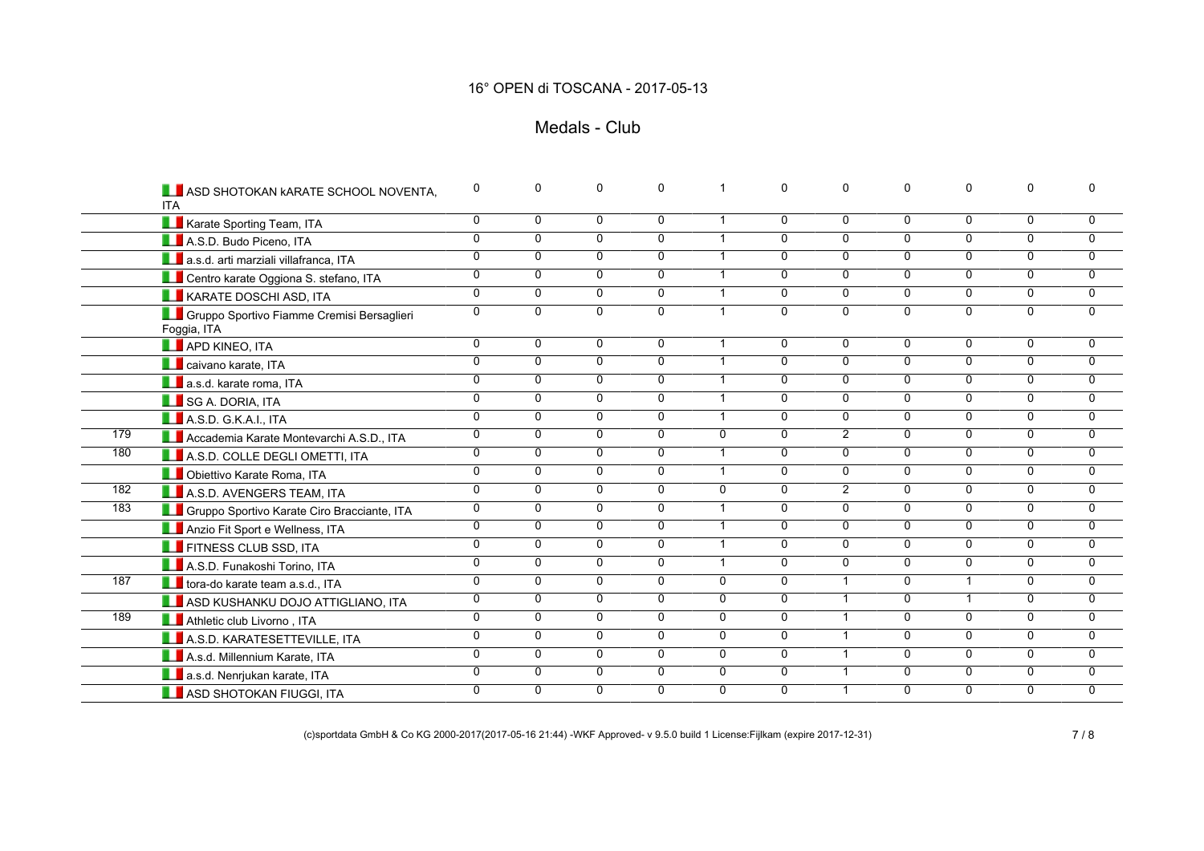# 16° OPEN di TOSCANA - 2017-05-13

## Medals - Club

| | | | | | | | | | | | | |
|---|---|---|---|---|---|---|---|---|---|---|---|---|
| | ASD SHOTOKAN kARATE SCHOOL NOVENTA, ITA | 0 | 0 | 0 | 0 | 1 | 0 | 0 | 0 | 0 | 0 | 0 |
| | Karate Sporting Team, ITA | 0 | 0 | 0 | 0 | 1 | 0 | 0 | 0 | 0 | 0 | 0 |
| | A.S.D. Budo Piceno, ITA | 0 | 0 | 0 | 0 | 1 | 0 | 0 | 0 | 0 | 0 | 0 |
| | a.s.d. arti marziali villafranca, ITA | 0 | 0 | 0 | 0 | 1 | 0 | 0 | 0 | 0 | 0 | 0 |
| | Centro karate Oggiona S. stefano, ITA | 0 | 0 | 0 | 0 | 1 | 0 | 0 | 0 | 0 | 0 | 0 |
| | KARATE DOSCHI ASD, ITA | 0 | 0 | 0 | 0 | 1 | 0 | 0 | 0 | 0 | 0 | 0 |
| | Gruppo Sportivo Fiamme Cremisi Bersaglieri Foggia, ITA | 0 | 0 | 0 | 0 | 1 | 0 | 0 | 0 | 0 | 0 | 0 |
| | APD KINEO, ITA | 0 | 0 | 0 | 0 | 1 | 0 | 0 | 0 | 0 | 0 | 0 |
| | caivano karate, ITA | 0 | 0 | 0 | 0 | 1 | 0 | 0 | 0 | 0 | 0 | 0 |
| | a.s.d. karate roma, ITA | 0 | 0 | 0 | 0 | 1 | 0 | 0 | 0 | 0 | 0 | 0 |
| | SG A. DORIA, ITA | 0 | 0 | 0 | 0 | 1 | 0 | 0 | 0 | 0 | 0 | 0 |
| | A.S.D. G.K.A.I., ITA | 0 | 0 | 0 | 0 | 1 | 0 | 0 | 0 | 0 | 0 | 0 |
| 179 | Accademia Karate Montevarchi A.S.D., ITA | 0 | 0 | 0 | 0 | 0 | 0 | 2 | 0 | 0 | 0 | 0 |
| 180 | A.S.D. COLLE DEGLI OMETTI, ITA | 0 | 0 | 0 | 0 | 1 | 0 | 0 | 0 | 0 | 0 | 0 |
| | Obiettivo Karate Roma, ITA | 0 | 0 | 0 | 0 | 1 | 0 | 0 | 0 | 0 | 0 | 0 |
| 182 | A.S.D. AVENGERS TEAM, ITA | 0 | 0 | 0 | 0 | 0 | 0 | 2 | 0 | 0 | 0 | 0 |
| 183 | Gruppo Sportivo Karate Ciro Bracciante, ITA | 0 | 0 | 0 | 0 | 1 | 0 | 0 | 0 | 0 | 0 | 0 |
| | Anzio Fit Sport e Wellness, ITA | 0 | 0 | 0 | 0 | 1 | 0 | 0 | 0 | 0 | 0 | 0 |
| | FITNESS CLUB SSD, ITA | 0 | 0 | 0 | 0 | 1 | 0 | 0 | 0 | 0 | 0 | 0 |
| | A.S.D. Funakoshi Torino, ITA | 0 | 0 | 0 | 0 | 1 | 0 | 0 | 0 | 0 | 0 | 0 |
| 187 | tora-do karate team a.s.d., ITA | 0 | 0 | 0 | 0 | 0 | 0 | 1 | 0 | 1 | 0 | 0 |
| | ASD KUSHANKU DOJO ATTIGLIANO, ITA | 0 | 0 | 0 | 0 | 0 | 0 | 1 | 0 | 1 | 0 | 0 |
| 189 | Athletic club Livorno , ITA | 0 | 0 | 0 | 0 | 0 | 0 | 1 | 0 | 0 | 0 | 0 |
| | A.S.D. KARATESETTEVILLE, ITA | 0 | 0 | 0 | 0 | 0 | 0 | 1 | 0 | 0 | 0 | 0 |
| | A.s.d. Millennium Karate, ITA | 0 | 0 | 0 | 0 | 0 | 0 | 1 | 0 | 0 | 0 | 0 |
| | a.s.d. Nenrjukan karate, ITA | 0 | 0 | 0 | 0 | 0 | 0 | 1 | 0 | 0 | 0 | 0 |
| | ASD SHOTOKAN FIUGGI, ITA | 0 | 0 | 0 | 0 | 0 | 0 | 1 | 0 | 0 | 0 | 0 |

(c)sportdata GmbH & Co KG 2000-2017(2017-05-16 21:44) -WKF Approved- v 9.5.0 build 1 License:Fijlkam (expire 2017-12-31)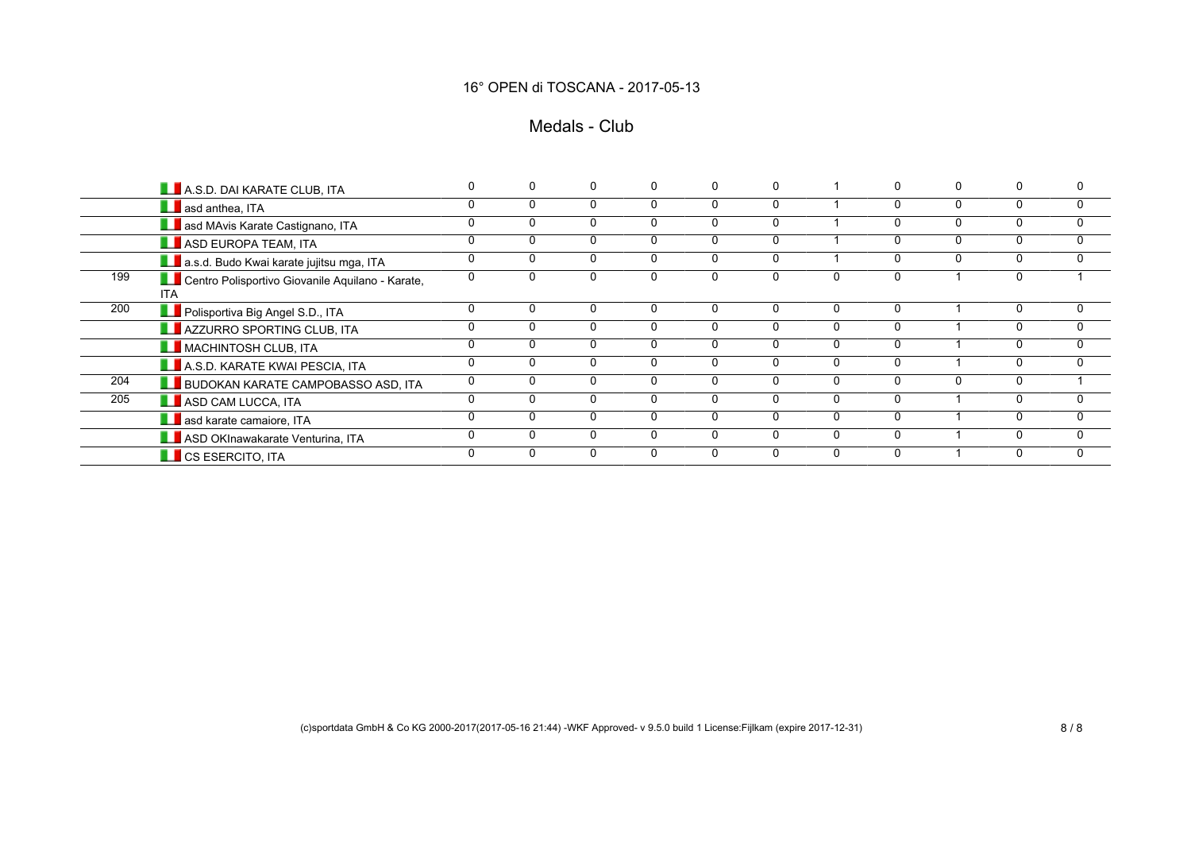# 16° OPEN di TOSCANA - 2017-05-13

## Medals - Club

| | | | | | | | | | | | | |
|---|---|---|---|---|---|---|---|---|---|---|---|---|
| | A.S.D. DAI KARATE CLUB, ITA | 0 | 0 | 0 | 0 | 0 | 0 | 1 | 0 | 0 | 0 | 0 |
| | asd anthea, ITA | 0 | 0 | 0 | 0 | 0 | 0 | 1 | 0 | 0 | 0 | 0 |
| | asd MAvis Karate Castignano, ITA | 0 | 0 | 0 | 0 | 0 | 0 | 1 | 0 | 0 | 0 | 0 |
| | ASD EUROPA TEAM, ITA | 0 | 0 | 0 | 0 | 0 | 0 | 1 | 0 | 0 | 0 | 0 |
| | a.s.d. Budo Kwai karate jujitsu mga, ITA | 0 | 0 | 0 | 0 | 0 | 0 | 1 | 0 | 0 | 0 | 0 |
| 199 | Centro Polisportivo Giovanile Aquilano - Karate, ITA | 0 | 0 | 0 | 0 | 0 | 0 | 0 | 0 | 1 | 0 | 1 |
| 200 | Polisportiva Big Angel S.D., ITA | 0 | 0 | 0 | 0 | 0 | 0 | 0 | 0 | 1 | 0 | 0 |
| | AZZURRO SPORTING CLUB, ITA | 0 | 0 | 0 | 0 | 0 | 0 | 0 | 0 | 1 | 0 | 0 |
| | MACHINTOSH CLUB, ITA | 0 | 0 | 0 | 0 | 0 | 0 | 0 | 0 | 1 | 0 | 0 |
| | A.S.D. KARATE KWAI PESCIA, ITA | 0 | 0 | 0 | 0 | 0 | 0 | 0 | 0 | 1 | 0 | 0 |
| 204 | BUDOKAN KARATE CAMPOBASSO ASD, ITA | 0 | 0 | 0 | 0 | 0 | 0 | 0 | 0 | 0 | 0 | 1 |
| 205 | ASD CAM LUCCA, ITA | 0 | 0 | 0 | 0 | 0 | 0 | 0 | 0 | 1 | 0 | 0 |
| | asd karate camaiore, ITA | 0 | 0 | 0 | 0 | 0 | 0 | 0 | 0 | 1 | 0 | 0 |
| | ASD OKInawakarate Venturina, ITA | 0 | 0 | 0 | 0 | 0 | 0 | 0 | 0 | 1 | 0 | 0 |
| | CS ESERCITO, ITA | 0 | 0 | 0 | 0 | 0 | 0 | 0 | 0 | 1 | 0 | 0 |

(c)sportdata GmbH & Co KG 2000-2017(2017-05-16 21:44) -WKF Approved- v 9.5.0 build 1 License:Fijlkam (expire 2017-12-31)